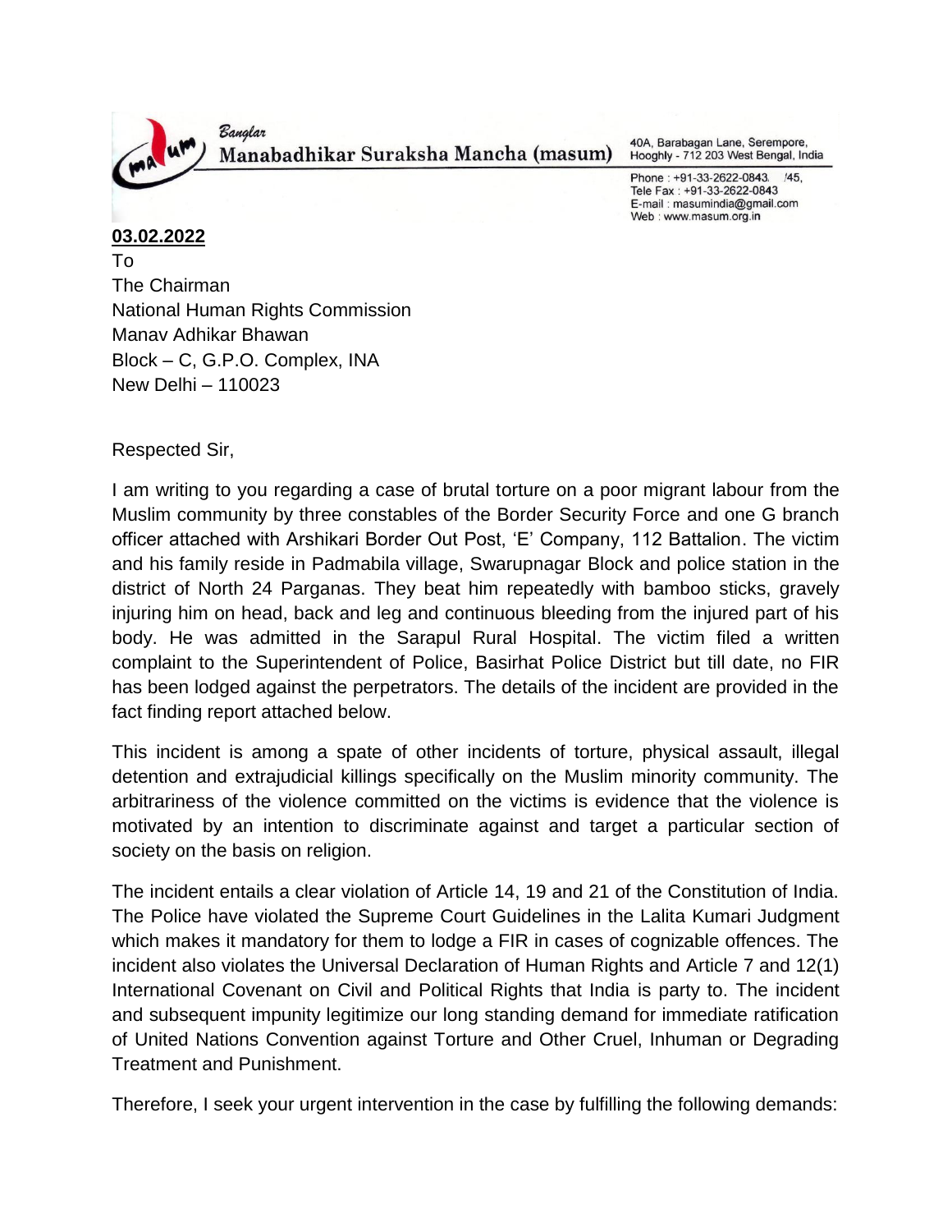Banglar
**Manabadhikar Suraksha Mancha (masum)**

40A, Barabagan Lane, Serempore,
Hooghly - 712 203 West Bengal, India

Phone : +91-33-2622-0843, /45,
Tele Fax : +91-33-2622-0843
E-mail : masumindia@gmail.com
Web : www.masum.org.in

**03.02.2022**

To
The Chairman
National Human Rights Commission
Manav Adhikar Bhawan
Block – C, G.P.O. Complex, INA
New Delhi – 110023

Respected Sir,

I am writing to you regarding a case of brutal torture on a poor migrant labour from the Muslim community by three constables of the Border Security Force and one G branch officer attached with Arshikari Border Out Post, 'E' Company, 112 Battalion. The victim and his family reside in Padmabila village, Swarupnagar Block and police station in the district of North 24 Parganas. They beat him repeatedly with bamboo sticks, gravely injuring him on head, back and leg and continuous bleeding from the injured part of his body. He was admitted in the Sarapul Rural Hospital. The victim filed a written complaint to the Superintendent of Police, Basirhat Police District but till date, no FIR has been lodged against the perpetrators. The details of the incident are provided in the fact finding report attached below.

This incident is among a spate of other incidents of torture, physical assault, illegal detention and extrajudicial killings specifically on the Muslim minority community. The arbitrariness of the violence committed on the victims is evidence that the violence is motivated by an intention to discriminate against and target a particular section of society on the basis on religion.

The incident entails a clear violation of Article 14, 19 and 21 of the Constitution of India. The Police have violated the Supreme Court Guidelines in the Lalita Kumari Judgment which makes it mandatory for them to lodge a FIR in cases of cognizable offences. The incident also violates the Universal Declaration of Human Rights and Article 7 and 12(1) International Covenant on Civil and Political Rights that India is party to. The incident and subsequent impunity legitimize our long standing demand for immediate ratification of United Nations Convention against Torture and Other Cruel, Inhuman or Degrading Treatment and Punishment.

Therefore, I seek your urgent intervention in the case by fulfilling the following demands: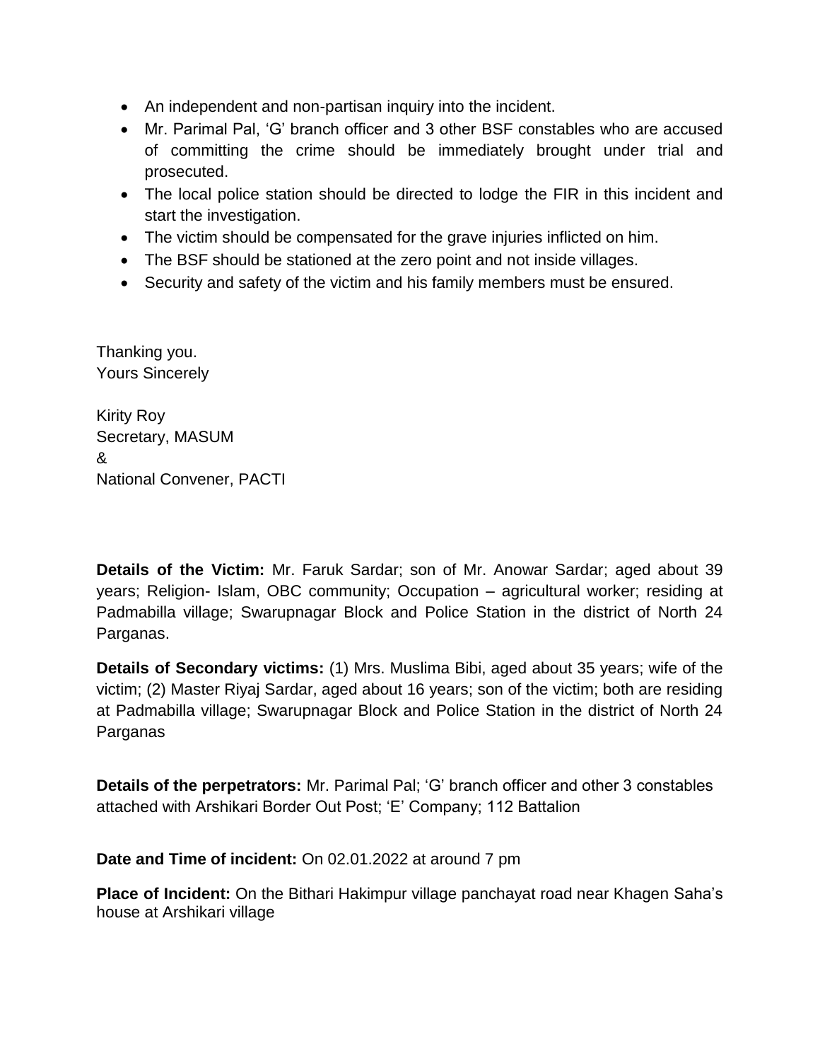- An independent and non-partisan inquiry into the incident.
- Mr. Parimal Pal, 'G' branch officer and 3 other BSF constables who are accused of committing the crime should be immediately brought under trial and prosecuted.
- The local police station should be directed to lodge the FIR in this incident and start the investigation.
- The victim should be compensated for the grave injuries inflicted on him.
- The BSF should be stationed at the zero point and not inside villages.
- Security and safety of the victim and his family members must be ensured.

Thanking you.
Yours Sincerely

Kirity Roy
Secretary, MASUM
&
National Convener, PACTI

**Details of the Victim:** Mr. Faruk Sardar; son of Mr. Anowar Sardar; aged about 39 years; Religion- Islam, OBC community; Occupation – agricultural worker; residing at Padmabilla village; Swarupnagar Block and Police Station in the district of North 24 Parganas.

**Details of Secondary victims:** (1) Mrs. Muslima Bibi, aged about 35 years; wife of the victim; (2) Master Riyaj Sardar, aged about 16 years; son of the victim; both are residing at Padmabilla village; Swarupnagar Block and Police Station in the district of North 24 Parganas

**Details of the perpetrators:** Mr. Parimal Pal; 'G' branch officer and other 3 constables attached with Arshikari Border Out Post; 'E' Company; 112 Battalion

**Date and Time of incident:** On 02.01.2022 at around 7 pm

**Place of Incident:** On the Bithari Hakimpur village panchayat road near Khagen Saha's house at Arshikari village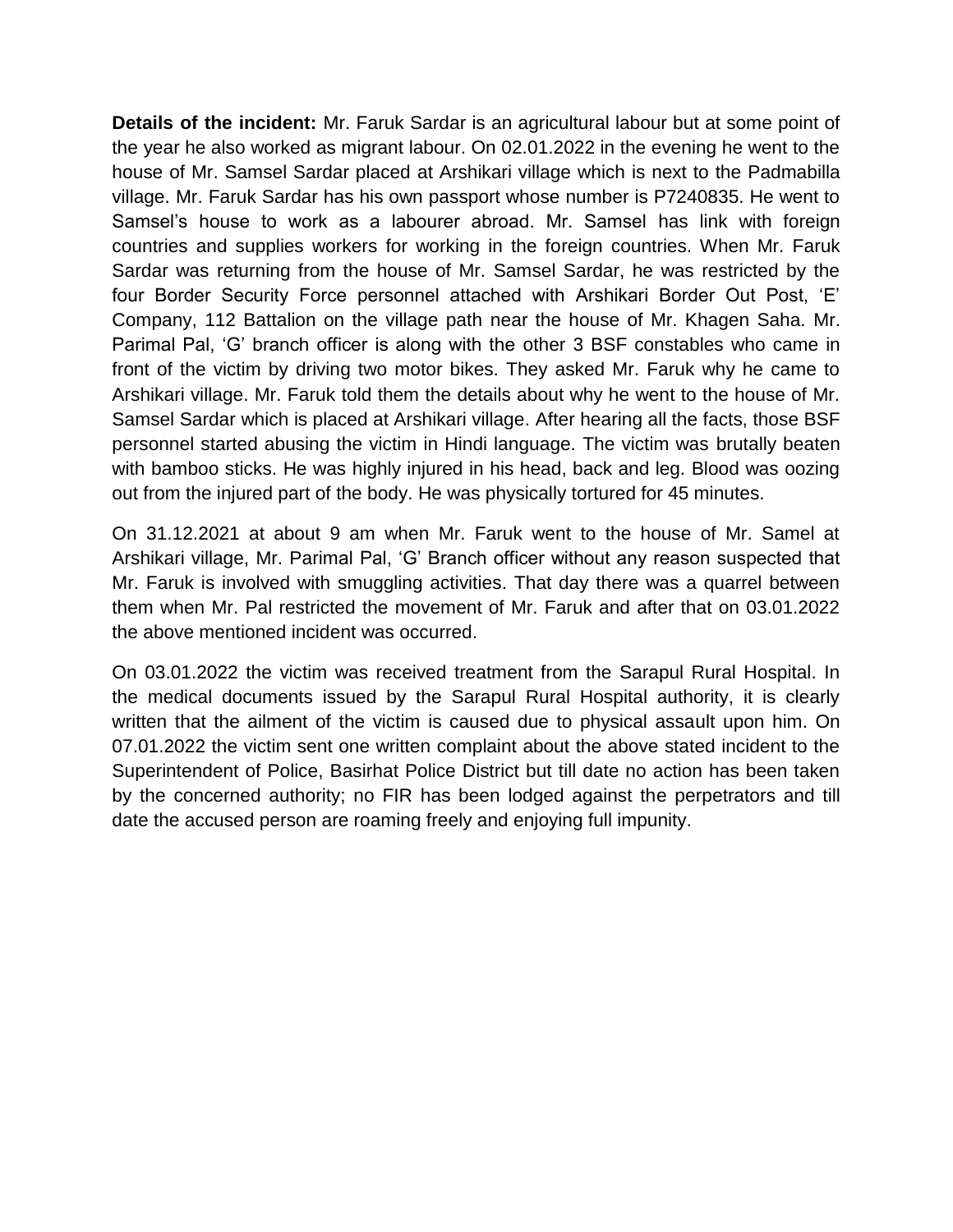**Details of the incident:** Mr. Faruk Sardar is an agricultural labour but at some point of the year he also worked as migrant labour. On 02.01.2022 in the evening he went to the house of Mr. Samsel Sardar placed at Arshikari village which is next to the Padmabilla village. Mr. Faruk Sardar has his own passport whose number is P7240835. He went to Samsel's house to work as a labourer abroad. Mr. Samsel has link with foreign countries and supplies workers for working in the foreign countries. When Mr. Faruk Sardar was returning from the house of Mr. Samsel Sardar, he was restricted by the four Border Security Force personnel attached with Arshikari Border Out Post, 'E' Company, 112 Battalion on the village path near the house of Mr. Khagen Saha. Mr. Parimal Pal, 'G' branch officer is along with the other 3 BSF constables who came in front of the victim by driving two motor bikes. They asked Mr. Faruk why he came to Arshikari village. Mr. Faruk told them the details about why he went to the house of Mr. Samsel Sardar which is placed at Arshikari village. After hearing all the facts, those BSF personnel started abusing the victim in Hindi language. The victim was brutally beaten with bamboo sticks. He was highly injured in his head, back and leg. Blood was oozing out from the injured part of the body. He was physically tortured for 45 minutes.

On 31.12.2021 at about 9 am when Mr. Faruk went to the house of Mr. Samel at Arshikari village, Mr. Parimal Pal, 'G' Branch officer without any reason suspected that Mr. Faruk is involved with smuggling activities. That day there was a quarrel between them when Mr. Pal restricted the movement of Mr. Faruk and after that on 03.01.2022 the above mentioned incident was occurred.

On 03.01.2022 the victim was received treatment from the Sarapul Rural Hospital. In the medical documents issued by the Sarapul Rural Hospital authority, it is clearly written that the ailment of the victim is caused due to physical assault upon him. On 07.01.2022 the victim sent one written complaint about the above stated incident to the Superintendent of Police, Basirhat Police District but till date no action has been taken by the concerned authority; no FIR has been lodged against the perpetrators and till date the accused person are roaming freely and enjoying full impunity.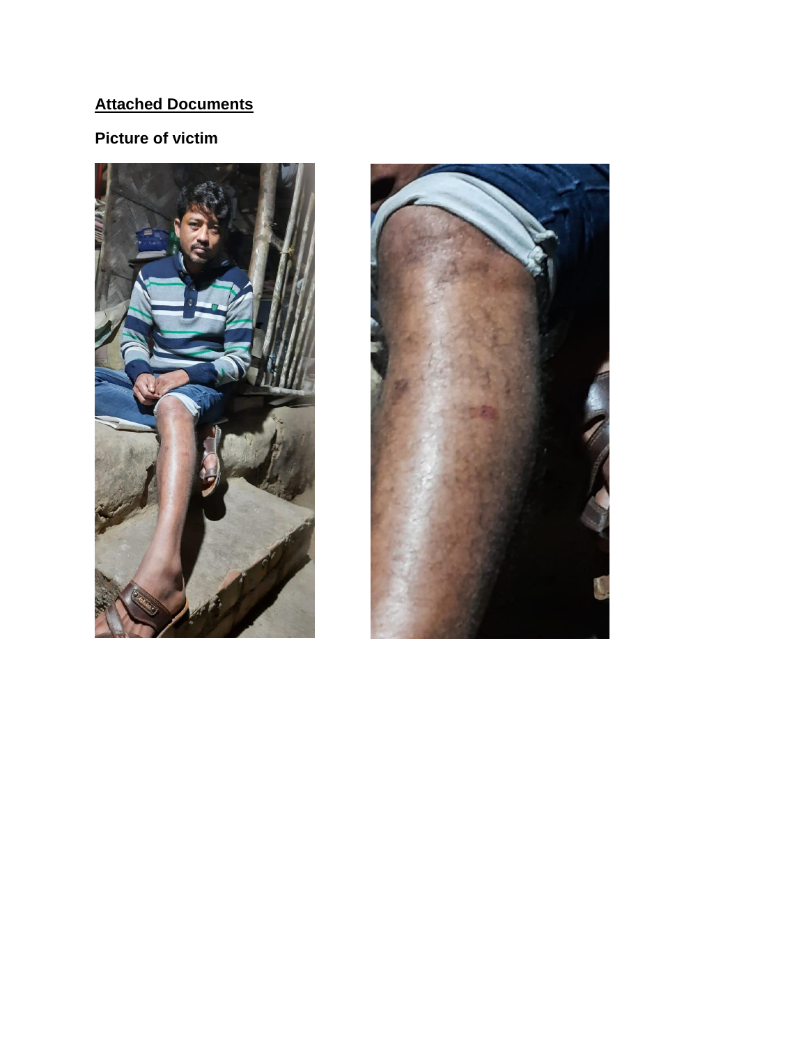## **Attached Documents**

### Picture of victim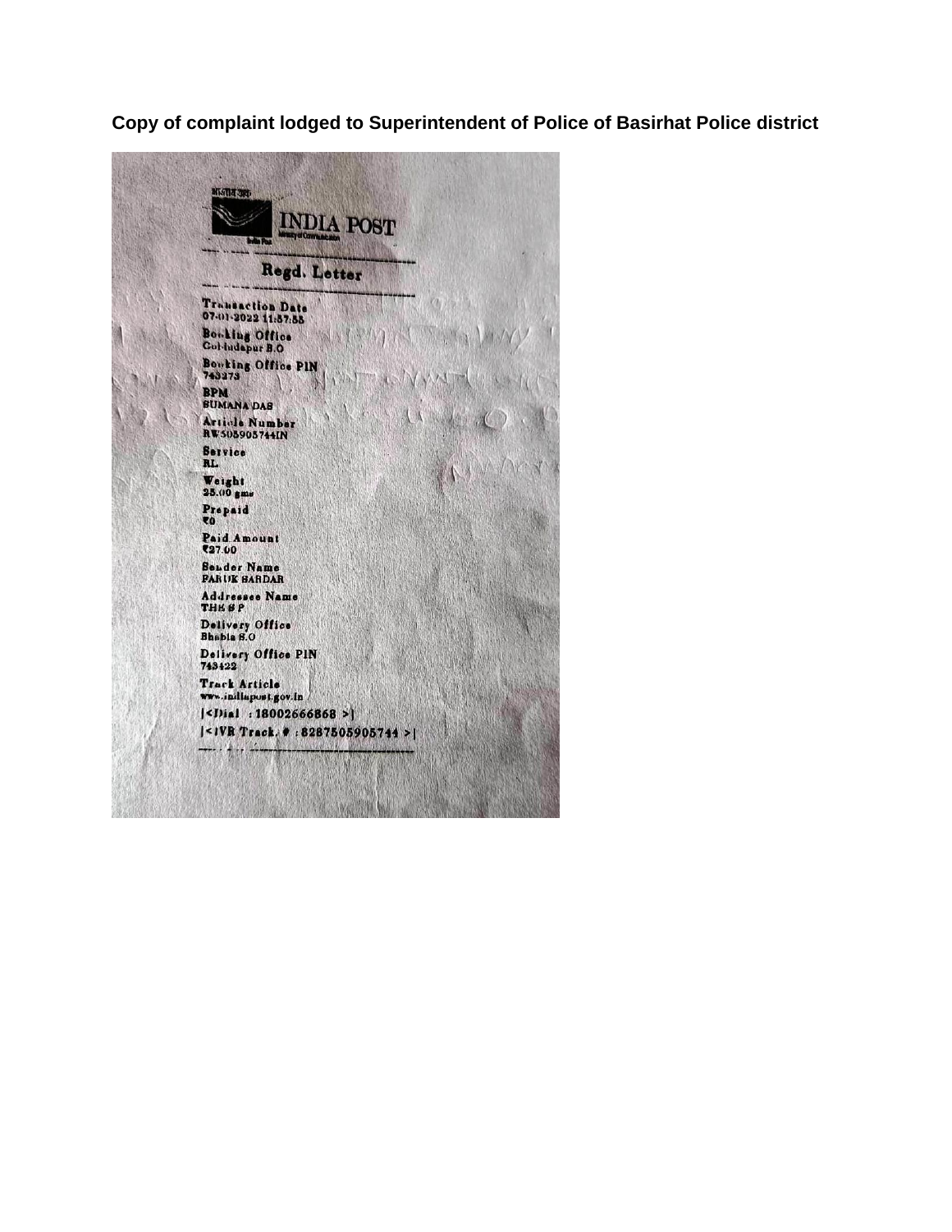**Copy of complaint lodged to Superintendent of Police of Basirhat Police district**

INDIA POST

**Regd. Letter**

**Transaction Date**
07-01-2022 11:57:55

**Booking Office**
Gobindapur B.O

**Booking Office PIN**
743273

**BPM**
SUMANA DAS

**Article Number**
RW505905744IN

**Service**
RL

**Weight**
25.00 gms

**Prepaid**
₹0

**Paid Amount**
₹27.00

**Sender Name**
PARUK SARDAR

**Addressee Name**
THE S P

**Delivery Office**
Bhabla S.O

**Delivery Office PIN**
743422

**Track Article**
www.indiapost.gov.in

|<Dial : 18002666868 >|

|<IVR Track # : 8287505905744 >|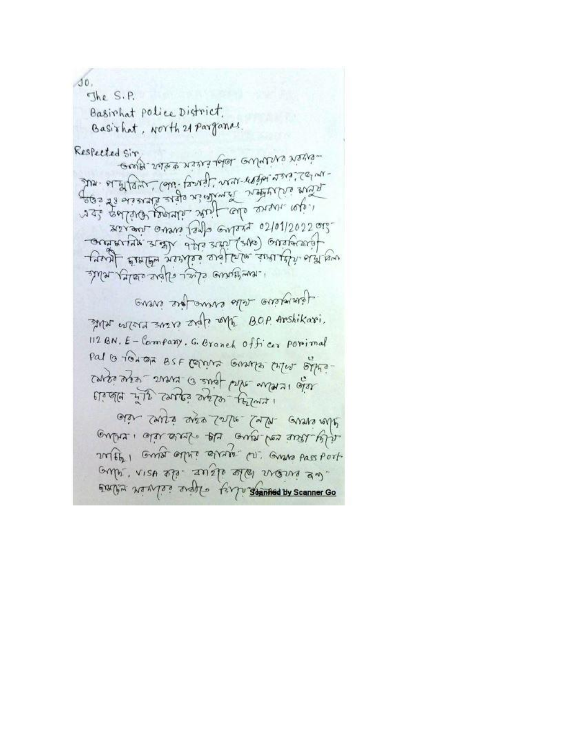To,
The S.P.
Basirhat Police District,
Basirhat, North 24 Parganas.

Respected Sir,

আমি ফারুক সরদার পিতা আনোয়ার সরদার- গ্রাম- পান্থবিলা, পোঃ- বিথারী, থানা- স্বরূপনগর, জেলা- উত্তর ২৪ পরগনার স্থায়ী সংখ্যালঘু সম্প্রদায়ের মানুষ এবং উপরোক্ত ঠিকানায় স্থায়ী ভাবে বসবাস করি।

সবিনয় আমার বিনীত আবেদন 02/01/2022 তারিখ অনুমানিক সন্ধ্যা ৭টার সময় (৭টা) আরশিকারী নিবাসী হাসানুল সরদারের বাড়ী থেকে রাস্তা দিয়ে পান্থবিলা গ্রামে নিজের বাড়ীতে ফিরে আসছিলাম।

আমার বাড়ী আমার পাশে আরশিকারী গ্রামে থাকার সময় বাড়ী কাছে B.O.P. Arshikari, 112 BN, E- Company, G. Branch Officer Porimal Pal ও তিনজন BSF জোয়ান আমাকে দেখে তাঁদের মোটর বাইক থামান ও গাড়ী থেকে নামেন। তাঁরা চারজনে দুটি মোটর বাইকে ছিলেন।

ওরা মোটর বাইক থেকে নেমে আমার কাছে আসেন। ওরা জানতে চান আমি কেন রাস্তা দিয়ে যাচ্ছি। আমি তাদের জানাই যে, আমার Pass Port আছে, VISA করে বাইরে কাজে যাওয়ার জন্য হাসানুল সরদারের বাড়ীতে গিয়ে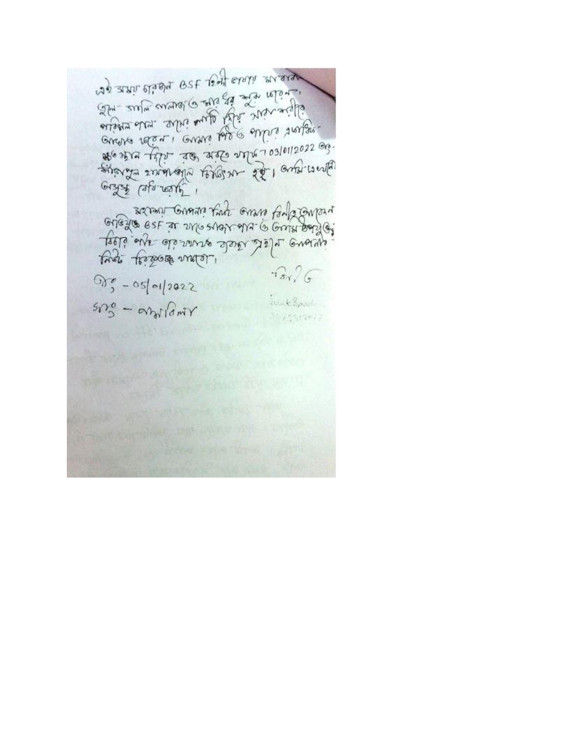এই সময় চারজন BSF বিনা কারণে আমাদের
তুলে গালি গালাজ ও মার ধর শুরু করেন।
পরিমল পাল আমার লাঠি দিয়ে সারা শরীরে
আঘাত করেন। আমার পিঠ ও পায়ের একাধিক
স্থানে দিয়ে রক্ত ঝরতে থাকে। 03/01/2022 তাং
কাঁকরপুল হাসপাতালে চিকিৎসা হয়। আমি এখনো
অসুস্থ বোধ করছি।

মহাশয় আপনার নিকট আমার বিনীত আবেদন
অভিযুক্ত BSF রা যাতে সাজা পান ও আমার উপযুক্ত
বিচার পাই তার যথাযথ ব্যবস্থা গ্রহণ আপনার
নিকট নিবেদন করলাম।

তাং - 05/01/2022

স্থান - বাগবিলা

বিনীত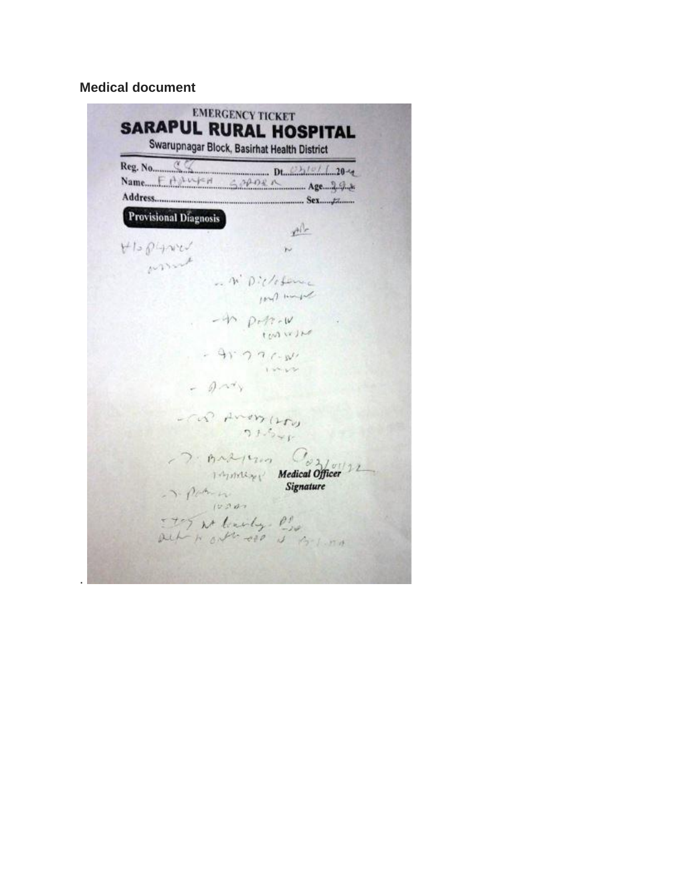**Medical document**

EMERGENCY TICKET

# SARAPUL RURAL HOSPITAL

Swarupnagar Block, Basirhat Health District

Reg. No. 58 Dt. 03/01/ 2012

Name FARUKH SARDAR Age 29

Address

Sex F

**Provisional Diagnosis**

Medical Officer Signature

.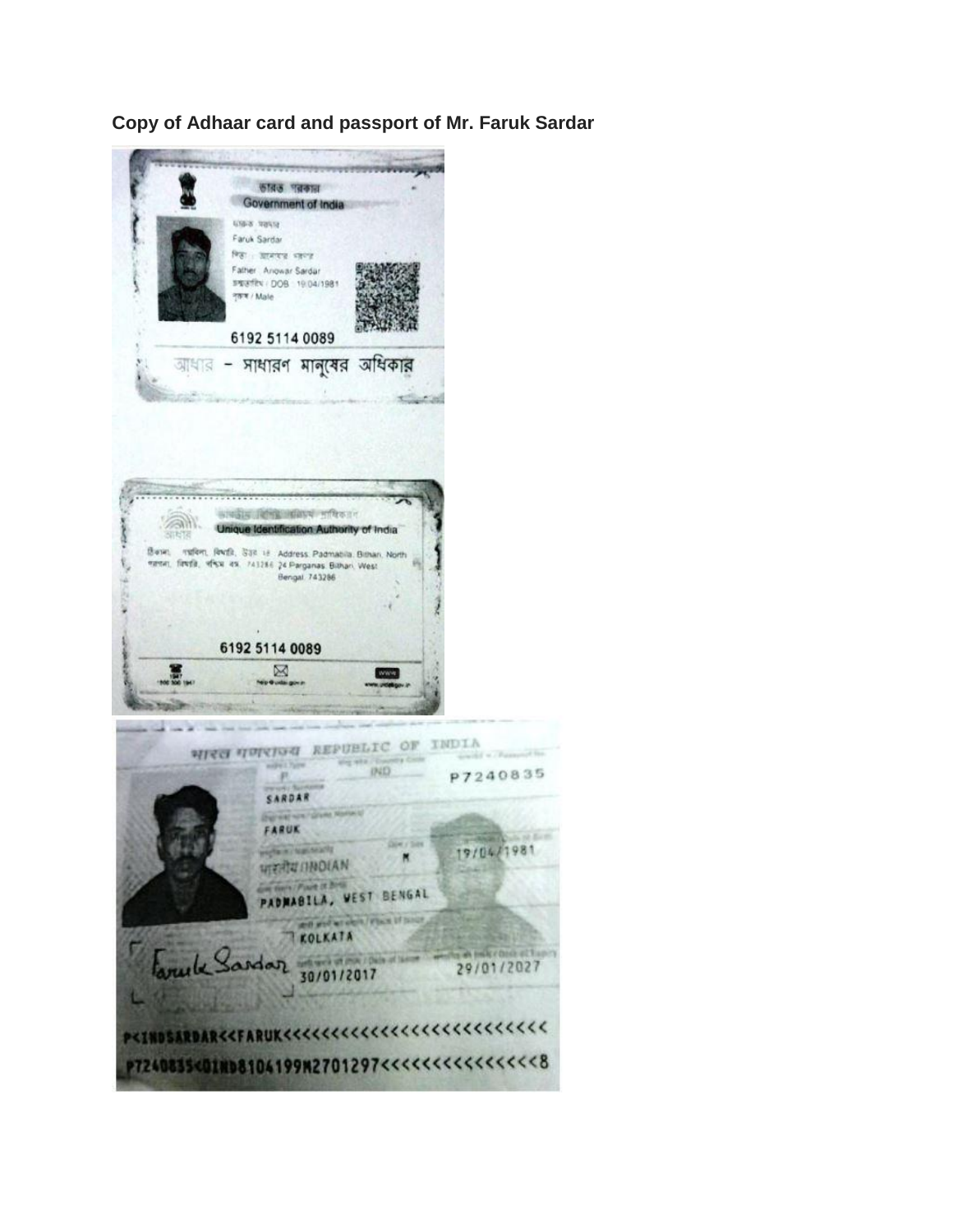**Copy of Adhaar card and passport of Mr. Faruk Sardar**

ভারত সরকার
Government of India

ফারুক সরদার
Faruk Sardar
পিতা : আনোয়ার সরদার
Father : Anowar Sardar
জন্মতারিখ / DOB : 19/04/1981
পুরুষ / Male

6192 5114 0089

আধার – সাধারণ মানুষের অধিকার

ভারতীয় বিশিষ্ট পরিচয় প্রাধিকরণ
Unique Identification Authority of India

ঠিকানা: পদ্মবিলা, বিথারি, উত্তর 24 পরগনা, বিথারি, পশ্চিম বঙ্গ, 743286
Address: Padmabila, Bithari, North 24 Parganas, Bithari, West Bengal, 743286

6192 5114 0089

1947 | help@uidai.gov.in | www.uidai.gov.in

भारत गणराज्य REPUBLIC OF INDIA

Type: P
Country Code: IND
Passport No.: P7240835
Surname: SARDAR
Given Name(s): FARUK
Nationality: भारतीय/INDIAN
Sex: M
Date of Birth: 19/04/1981
Place of Birth: PADMABILA, WEST BENGAL
Place of Issue: KOLKATA
Date of Issue: 30/01/2017
Date of Expiry: 29/01/2027

Faruk Sardar

```
P<INDSARDAR<<FARUK<<<<<<<<<<<<<<<<<<<<<<<<<<
P7240835<0IND8104199M2701297<<<<<<<<<<<<<<<8
```